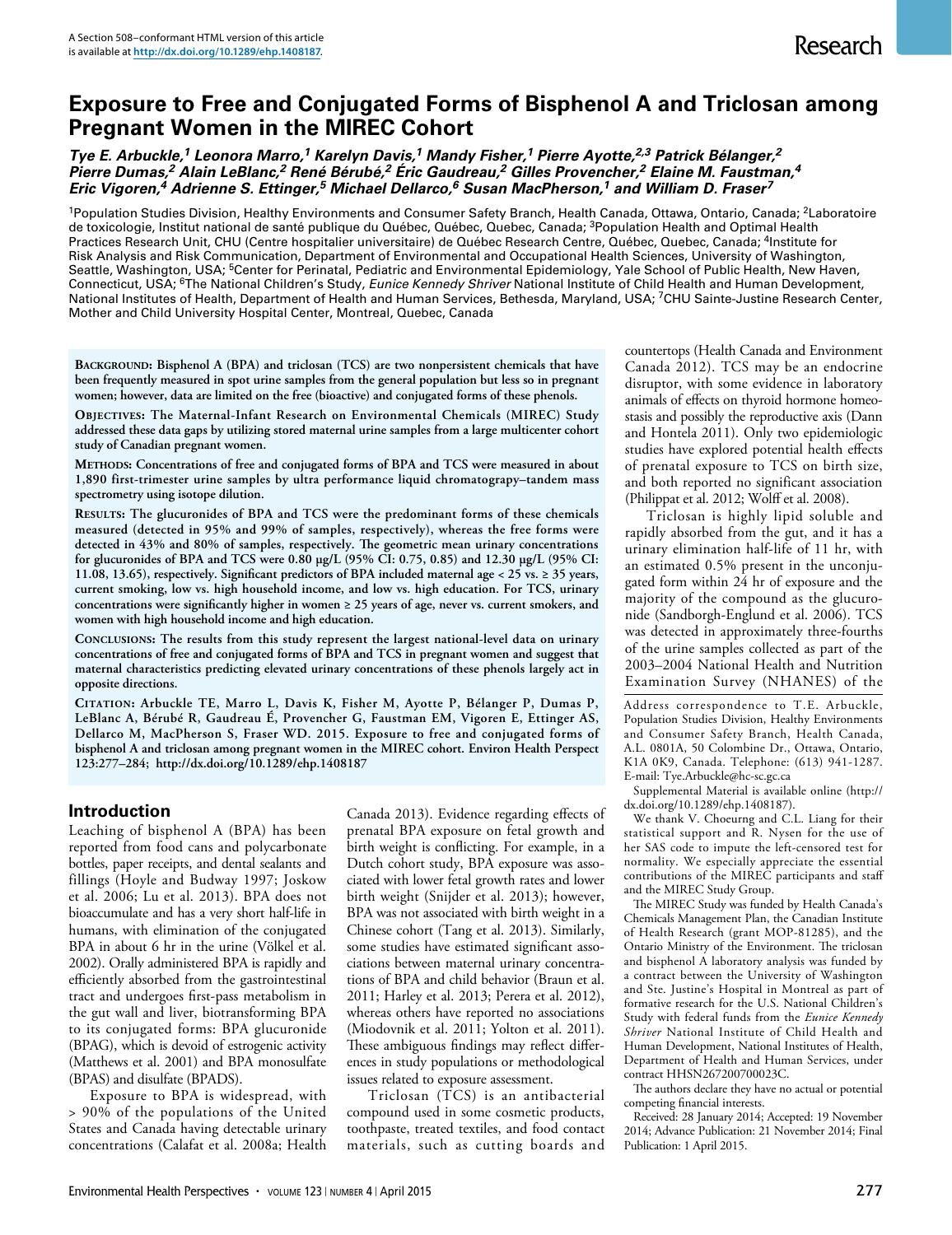A Section 508–conformant HTML version of this article is available at http://dx.doi.org/10.1289/ehp.1408187.

Research

# Exposure to Free and Conjugated Forms of Bisphenol A and Triclosan among Pregnant Women in the MIREC Cohort

***Tye E. Arbuckle,[1] Leonora Marro,[1] Karelyn Davis,[1] Mandy Fisher,[1] Pierre Ayotte,[2,3] Patrick Bélanger,[2] Pierre Dumas,[2] Alain LeBlanc,[2] René Bérubé,[2] Éric Gaudreau,[2] Gilles Provencher,[2] Elaine M. Faustman,[4] Eric Vigoren,[4] Adrienne S. Ettinger,[5] Michael Dellarco,[6] Susan MacPherson,[1] and William D. Fraser[7]***

[1]Population Studies Division, Healthy Environments and Consumer Safety Branch, Health Canada, Ottawa, Ontario, Canada; [2]Laboratoire de toxicologie, Institut national de santé publique du Québec, Québec, Quebec, Canada; [3]Population Health and Optimal Health Practices Research Unit, CHU (Centre hospitalier universitaire) de Québec Research Centre, Québec, Quebec, Canada; [4]Institute for Risk Analysis and Risk Communication, Department of Environmental and Occupational Health Sciences, University of Washington, Seattle, Washington, USA; [5]Center for Perinatal, Pediatric and Environmental Epidemiology, Yale School of Public Health, New Haven, Connecticut, USA; [6]The National Children's Study, *Eunice Kennedy Shriver* National Institute of Child Health and Human Development, National Institutes of Health, Department of Health and Human Services, Bethesda, Maryland, USA; [7]CHU Sainte-Justine Research Center, Mother and Child University Hospital Center, Montreal, Quebec, Canada

**Background: Bisphenol A (BPA) and triclosan (TCS) are two nonpersistent chemicals that have been frequently measured in spot urine samples from the general population but less so in pregnant women; however, data are limited on the free (bioactive) and conjugated forms of these phenols.**

**Objectives: The Maternal-Infant Research on Environmental Chemicals (MIREC) Study addressed these data gaps by utilizing stored maternal urine samples from a large multicenter cohort study of Canadian pregnant women.**

**Methods: Concentrations of free and conjugated forms of BPA and TCS were measured in about 1,890 first-trimester urine samples by ultra performance liquid chromatograpy–tandem mass spectrometry using isotope dilution.**

**Results: The glucuronides of BPA and TCS were the predominant forms of these chemicals measured (detected in 95% and 99% of samples, respectively), whereas the free forms were detected in 43% and 80% of samples, respectively. The geometric mean urinary concentrations for glucuronides of BPA and TCS were 0.80 µg/L (95% CI: 0.75, 0.85) and 12.30 µg/L (95% CI: 11.08, 13.65), respectively. Significant predictors of BPA included maternal age < 25 vs. ≥ 35 years, current smoking, low vs. high household income, and low vs. high education. For TCS, urinary concentrations were significantly higher in women ≥ 25 years of age, never vs. current smokers, and women with high household income and high education.**

**Conclusions: The results from this study represent the largest national-level data on urinary concentrations of free and conjugated forms of BPA and TCS in pregnant women and suggest that maternal characteristics predicting elevated urinary concentrations of these phenols largely act in opposite directions.**

**Citation: Arbuckle TE, Marro L, Davis K, Fisher M, Ayotte P, Bélanger P, Dumas P, LeBlanc A, Bérubé R, Gaudreau É, Provencher G, Faustman EM, Vigoren E, Ettinger AS, Dellarco M, MacPherson S, Fraser WD. 2015. Exposure to free and conjugated forms of bisphenol A and triclosan among pregnant women in the MIREC cohort. Environ Health Perspect 123:277–284; http://dx.doi.org/10.1289/ehp.1408187**

## Introduction

Leaching of bisphenol A (BPA) has been reported from food cans and polycarbonate bottles, paper receipts, and dental sealants and fillings (Hoyle and Budway 1997; Joskow et al. 2006; Lu et al. 2013). BPA does not bioaccumulate and has a very short half-life in humans, with elimination of the conjugated BPA in about 6 hr in the urine (Völkel et al. 2002). Orally administered BPA is rapidly and efficiently absorbed from the gastrointestinal tract and undergoes first-pass metabolism in the gut wall and liver, biotransforming BPA to its conjugated forms: BPA glucuronide (BPAG), which is devoid of estrogenic activity (Matthews et al. 2001) and BPA monosulfate (BPAS) and disulfate (BPADS).

Exposure to BPA is widespread, with > 90% of the populations of the United States and Canada having detectable urinary concentrations (Calafat et al. 2008a; Health Canada 2013). Evidence regarding effects of prenatal BPA exposure on fetal growth and birth weight is conflicting. For example, in a Dutch cohort study, BPA exposure was associated with lower fetal growth rates and lower birth weight (Snijder et al. 2013); however, BPA was not associated with birth weight in a Chinese cohort (Tang et al. 2013). Similarly, some studies have estimated significant associations between maternal urinary concentrations of BPA and child behavior (Braun et al. 2011; Harley et al. 2013; Perera et al. 2012), whereas others have reported no associations (Miodovnik et al. 2011; Yolton et al. 2011). These ambiguous findings may reflect differences in study populations or methodological issues related to exposure assessment.

Triclosan (TCS) is an antibacterial compound used in some cosmetic products, toothpaste, treated textiles, and food contact materials, such as cutting boards and countertops (Health Canada and Environment Canada 2012). TCS may be an endocrine disruptor, with some evidence in laboratory animals of effects on thyroid hormone homeostasis and possibly the reproductive axis (Dann and Hontela 2011). Only two epidemiologic studies have explored potential health effects of prenatal exposure to TCS on birth size, and both reported no significant association (Philippat et al. 2012; Wolff et al. 2008).

Triclosan is highly lipid soluble and rapidly absorbed from the gut, and it has a urinary elimination half-life of 11 hr, with an estimated 0.5% present in the unconjugated form within 24 hr of exposure and the majority of the compound as the glucuronide (Sandborgh-Englund et al. 2006). TCS was detected in approximately three-fourths of the urine samples collected as part of the 2003–2004 National Health and Nutrition Examination Survey (NHANES) of the

Address correspondence to T.E. Arbuckle, Population Studies Division, Healthy Environments and Consumer Safety Branch, Health Canada, A.L. 0801A, 50 Colombine Dr., Ottawa, Ontario, K1A 0K9, Canada. Telephone: (613) 941-1287. E-mail: Tye.Arbuckle@hc-sc.gc.ca

Supplemental Material is available online (http://dx.doi.org/10.1289/ehp.1408187).

We thank V. Choeurng and C.L. Liang for their statistical support and R. Nysen for the use of her SAS code to impute the left-censored test for normality. We especially appreciate the essential contributions of the MIREC participants and staff and the MIREC Study Group.

The MIREC Study was funded by Health Canada's Chemicals Management Plan, the Canadian Institute of Health Research (grant MOP-81285), and the Ontario Ministry of the Environment. The triclosan and bisphenol A laboratory analysis was funded by a contract between the University of Washington and Ste. Justine's Hospital in Montreal as part of formative research for the U.S. National Children's Study with federal funds from the *Eunice Kennedy Shriver* National Institute of Child Health and Human Development, National Institutes of Health, Department of Health and Human Services, under contract HHSN267200700023C.

The authors declare they have no actual or potential competing financial interests.

Received: 28 January 2014; Accepted: 19 November 2014; Advance Publication: 21 November 2014; Final Publication: 1 April 2015.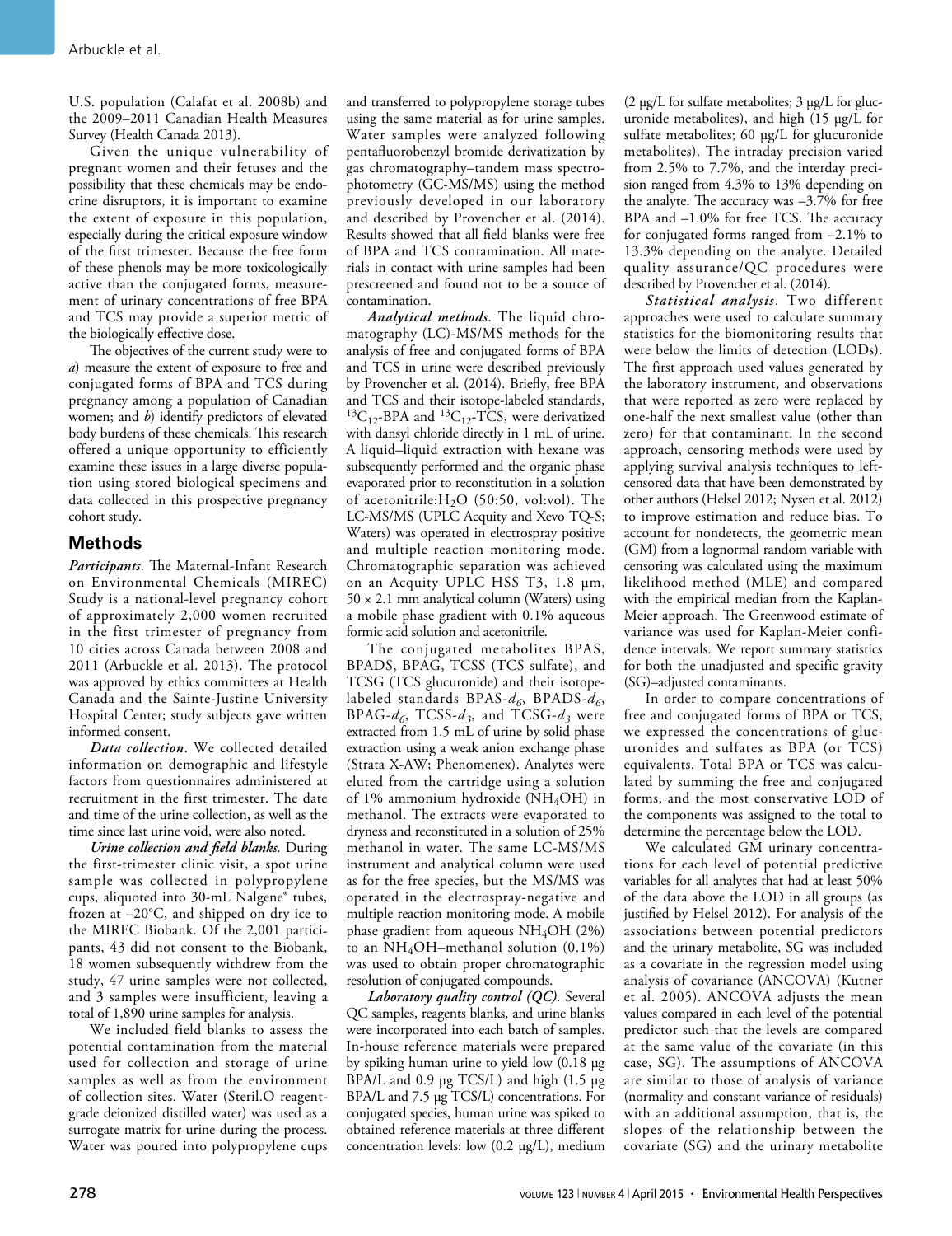U.S. population (Calafat et al. 2008b) and the 2009–2011 Canadian Health Measures Survey (Health Canada 2013).

Given the unique vulnerability of pregnant women and their fetuses and the possibility that these chemicals may be endocrine disruptors, it is important to examine the extent of exposure in this population, especially during the critical exposure window of the first trimester. Because the free form of these phenols may be more toxicologically active than the conjugated forms, measurement of urinary concentrations of free BPA and TCS may provide a superior metric of the biologically effective dose.

The objectives of the current study were to *a*) measure the extent of exposure to free and conjugated forms of BPA and TCS during pregnancy among a population of Canadian women; and *b*) identify predictors of elevated body burdens of these chemicals. This research offered a unique opportunity to efficiently examine these issues in a large diverse population using stored biological specimens and data collected in this prospective pregnancy cohort study.

## Methods

***Participants*.** The Maternal-Infant Research on Environmental Chemicals (MIREC) Study is a national-level pregnancy cohort of approximately 2,000 women recruited in the first trimester of pregnancy from 10 cities across Canada between 2008 and 2011 (Arbuckle et al. 2013). The protocol was approved by ethics committees at Health Canada and the Sainte-Justine University Hospital Center; study subjects gave written informed consent.

***Data collection*.** We collected detailed information on demographic and lifestyle factors from questionnaires administered at recruitment in the first trimester. The date and time of the urine collection, as well as the time since last urine void, were also noted.

***Urine collection and field blanks*.** During the first-trimester clinic visit, a spot urine sample was collected in polypropylene cups, aliquoted into 30-mL Nalgene® tubes, frozen at –20°C, and shipped on dry ice to the MIREC Biobank. Of the 2,001 participants, 43 did not consent to the Biobank, 18 women subsequently withdrew from the study, 47 urine samples were not collected, and 3 samples were insufficient, leaving a total of 1,890 urine samples for analysis.

We included field blanks to assess the potential contamination from the material used for collection and storage of urine samples as well as from the environment of collection sites. Water (Steril.O reagent-grade deionized distilled water) was used as a surrogate matrix for urine during the process. Water was poured into polypropylene cups and transferred to polypropylene storage tubes using the same material as for urine samples. Water samples were analyzed following pentafluorobenzyl bromide derivatization by gas chromatography–tandem mass spectrophotometry (GC-MS/MS) using the method previously developed in our laboratory and described by Provencher et al. (2014). Results showed that all field blanks were free of BPA and TCS contamination. All materials in contact with urine samples had been prescreened and found not to be a source of contamination.

***Analytical methods*.** The liquid chromatography (LC)-MS/MS methods for the analysis of free and conjugated forms of BPA and TCS in urine were described previously by Provencher et al. (2014). Briefly, free BPA and TCS and their isotope-labeled standards, $^{13}C_{12}$-BPA and $^{13}C_{12}$-TCS, were derivatized with dansyl chloride directly in 1 mL of urine. A liquid–liquid extraction with hexane was subsequently performed and the organic phase evaporated prior to reconstitution in a solution of acetonitrile:$H_2O$ (50:50, vol:vol). The LC-MS/MS (UPLC Acquity and Xevo TQ-S; Waters) was operated in electrospray positive and multiple reaction monitoring mode. Chromatographic separation was achieved on an Acquity UPLC HSS T3, 1.8 µm, 50 × 2.1 mm analytical column (Waters) using a mobile phase gradient with 0.1% aqueous formic acid solution and acetonitrile.

The conjugated metabolites BPAS, BPADS, BPAG, TCSS (TCS sulfate), and TCSG (TCS glucuronide) and their isotope-labeled standards BPAS-$d_6$, BPADS-$d_6$, BPAG-$d_6$, TCSS-$d_3$, and TCSG-$d_3$ were extracted from 1.5 mL of urine by solid phase extraction using a weak anion exchange phase (Strata X-AW; Phenomenex). Analytes were eluted from the cartridge using a solution of 1% ammonium hydroxide ($NH_4OH$) in methanol. The extracts were evaporated to dryness and reconstituted in a solution of 25% methanol in water. The same LC-MS/MS instrument and analytical column were used as for the free species, but the MS/MS was operated in the electrospray-negative and multiple reaction monitoring mode. A mobile phase gradient from aqueous $NH_4OH$ (2%) to an $NH_4OH$–methanol solution (0.1%) was used to obtain proper chromatographic resolution of conjugated compounds.

***Laboratory quality control (QC)*.** Several QC samples, reagents blanks, and urine blanks were incorporated into each batch of samples. In-house reference materials were prepared by spiking human urine to yield low (0.18 µg BPA/L and 0.9 µg TCS/L) and high (1.5 µg BPA/L and 7.5 µg TCS/L) concentrations. For conjugated species, human urine was spiked to obtained reference materials at three different concentration levels: low (0.2 µg/L), medium (2 µg/L for sulfate metabolites; 3 µg/L for glucuronide metabolites), and high (15 µg/L for sulfate metabolites; 60 µg/L for glucuronide metabolites). The intraday precision varied from 2.5% to 7.7%, and the interday precision ranged from 4.3% to 13% depending on the analyte. The accuracy was –3.7% for free BPA and –1.0% for free TCS. The accuracy for conjugated forms ranged from –2.1% to 13.3% depending on the analyte. Detailed quality assurance/QC procedures were described by Provencher et al. (2014).

***Statistical analysis*.** Two different approaches were used to calculate summary statistics for the biomonitoring results that were below the limits of detection (LODs). The first approach used values generated by the laboratory instrument, and observations that were reported as zero were replaced by one-half the next smallest value (other than zero) for that contaminant. In the second approach, censoring methods were used by applying survival analysis techniques to left-censored data that have been demonstrated by other authors (Helsel 2012; Nysen et al. 2012) to improve estimation and reduce bias. To account for nondetects, the geometric mean (GM) from a lognormal random variable with censoring was calculated using the maximum likelihood method (MLE) and compared with the empirical median from the Kaplan-Meier approach. The Greenwood estimate of variance was used for Kaplan-Meier confidence intervals. We report summary statistics for both the unadjusted and specific gravity (SG)–adjusted contaminants.

In order to compare concentrations of free and conjugated forms of BPA or TCS, we expressed the concentrations of glucuronides and sulfates as BPA (or TCS) equivalents. Total BPA or TCS was calculated by summing the free and conjugated forms, and the most conservative LOD of the components was assigned to the total to determine the percentage below the LOD.

We calculated GM urinary concentrations for each level of potential predictive variables for all analytes that had at least 50% of the data above the LOD in all groups (as justified by Helsel 2012). For analysis of the associations between potential predictors and the urinary metabolite, SG was included as a covariate in the regression model using analysis of covariance (ANCOVA) (Kutner et al. 2005). ANCOVA adjusts the mean values compared in each level of the potential predictor such that the levels are compared at the same value of the covariate (in this case, SG). The assumptions of ANCOVA are similar to those of analysis of variance (normality and constant variance of residuals) with an additional assumption, that is, the slopes of the relationship between the covariate (SG) and the urinary metabolite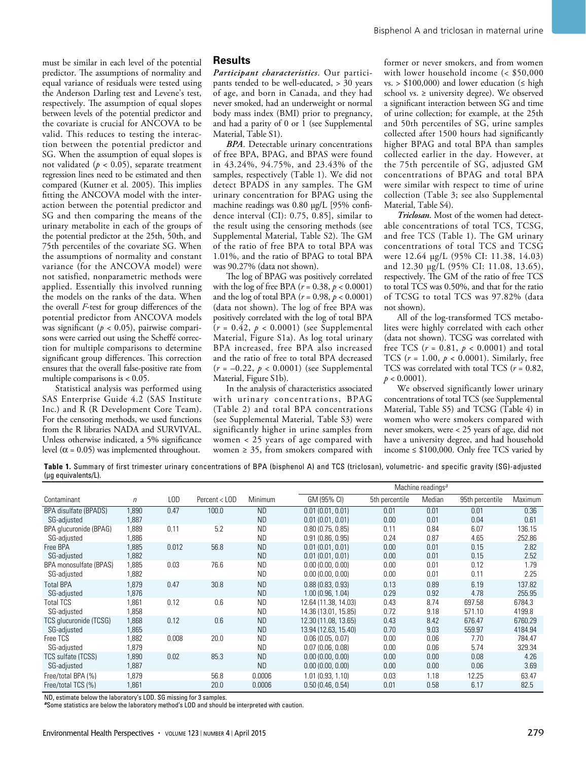must be similar in each level of the potential predictor. The assumptions of normality and equal variance of residuals were tested using the Anderson Darling test and Levene's test, respectively. The assumption of equal slopes between levels of the potential predictor and the covariate is crucial for ANCOVA to be valid. This reduces to testing the interaction between the potential predictor and SG. When the assumption of equal slopes is not validated ($p < 0.05$), separate treatment regression lines need to be estimated and then compared (Kutner et al. 2005). This implies fitting the ANCOVA model with the interaction between the potential predictor and SG and then comparing the means of the urinary metabolite in each of the groups of the potential predictor at the 25th, 50th, and 75th percentiles of the covariate SG. When the assumptions of normality and constant variance (for the ANCOVA model) were not satisfied, nonparametric methods were applied. Essentially this involved running the models on the ranks of the data. When the overall $F$-test for group differences of the potential predictor from ANCOVA models was significant ($p < 0.05$), pairwise comparisons were carried out using the Scheffé correction for multiple comparisons to determine significant group differences. This correction ensures that the overall false-positive rate from multiple comparisons is < 0.05.

Statistical analysis was performed using SAS Enterprise Guide 4.2 (SAS Institute Inc.) and R (R Development Core Team). For the censoring methods, we used functions from the R libraries NADA and SURVIVAL. Unless otherwise indicated, a 5% significance level ($\alpha = 0.05$) was implemented throughout.

## Results

***Participant characteristics.*** Our participants tended to be well-educated, > 30 years of age, and born in Canada, and they had never smoked, had an underweight or normal body mass index (BMI) prior to pregnancy, and had a parity of 0 or 1 (see Supplemental Material, Table S1).

***BPA.*** Detectable urinary concentrations of free BPA, BPAG, and BPAS were found in 43.24%, 94.75%, and 23.43% of the samples, respectively (Table 1). We did not detect BPADS in any samples. The GM urinary concentration for BPAG using the machine readings was 0.80 μg/L [95% confidence interval (CI): 0.75, 0.85], similar to the result using the censoring methods (see Supplemental Material, Table S2). The GM of the ratio of free BPA to total BPA was 1.01%, and the ratio of BPAG to total BPA was 90.27% (data not shown).

The log of BPAG was positively correlated with the log of free BPA ($r = 0.38$, $p < 0.0001$) and the log of total BPA ($r = 0.98$, $p < 0.0001$) (data not shown). The log of free BPA was positively correlated with the log of total BPA ($r = 0.42$, $p < 0.0001$) (see Supplemental Material, Figure S1a). As log total urinary BPA increased, free BPA also increased and the ratio of free to total BPA decreased ($r = -0.22$, $p < 0.0001$) (see Supplemental Material, Figure S1b).

In the analysis of characteristics associated with urinary concentrations, BPAG (Table 2) and total BPA concentrations (see Supplemental Material, Table S3) were significantly higher in urine samples from women < 25 years of age compared with women ≥ 35, from smokers compared with former or never smokers, and from women with lower household income (< \$50,000 vs. > \$100,000) and lower education (≤ high school vs. ≥ university degree). We observed a significant interaction between SG and time of urine collection; for example, at the 25th and 50th percentiles of SG, urine samples collected after 1500 hours had significantly higher BPAG and total BPA than samples collected earlier in the day. However, at the 75th percentile of SG, adjusted GM concentrations of BPAG and total BPA were similar with respect to time of urine collection (Table 3; see also Supplemental Material, Table S4).

***Triclosan.*** Most of the women had detectable concentrations of total TCS, TCSG, and free TCS (Table 1). The GM urinary concentrations of total TCS and TCSG were 12.64 μg/L (95% CI: 11.38, 14.03) and 12.30 μg/L (95% CI: 11.08, 13.65), respectively. The GM of the ratio of free TCS to total TCS was 0.50%, and that for the ratio of TCSG to total TCS was 97.82% (data not shown).

All of the log-transformed TCS metabolites were highly correlated with each other (data not shown). TCSG was correlated with free TCS ($r = 0.81$, $p < 0.0001$) and total TCS ($r = 1.00$, $p < 0.0001$). Similarly, free TCS was correlated with total TCS ($r = 0.82$, $p < 0.0001$).

We observed significantly lower urinary concentrations of total TCS (see Supplemental Material, Table S5) and TCSG (Table 4) in women who were smokers compared with never smokers, were < 25 years of age, did not have a university degree, and had household income ≤ \$100,000. Only free TCS varied by

**Table 1.** Summary of first trimester urinary concentrations of BPA (bisphenol A) and TCS (triclosan), volumetric- and specific gravity (SG)-adjusted (μg equivalents/L).

| | | | | | Machine readings[a] | | | | |
|---|---|---|---|---|---|---|---|---|---|
| Contaminant | $n$ | LOD | Percent < LOD | Minimum | GM (95% CI) | 5th percentile | Median | 95th percentile | Maximum |
| BPA disulfate (BPADS) | 1,890 | 0.47 | 100.0 | ND | 0.01 (0.01, 0.01) | 0.01 | 0.01 | 0.01 | 0.36 |
| SG-adjusted | 1,887 | | | ND | 0.01 (0.01, 0.01) | 0.00 | 0.01 | 0.04 | 0.61 |
| BPA glucuronide (BPAG) | 1,889 | 0.11 | 5.2 | ND | 0.80 (0.75, 0.85) | 0.11 | 0.84 | 6.07 | 136.15 |
| SG-adjusted | 1,886 | | | ND | 0.91 (0.86, 0.95) | 0.24 | 0.87 | 4.65 | 252.86 |
| Free BPA | 1,885 | 0.012 | 56.8 | ND | 0.01 (0.01, 0.01) | 0.00 | 0.01 | 0.15 | 2.82 |
| SG-adjusted | 1,882 | | | ND | 0.01 (0.01, 0.01) | 0.00 | 0.01 | 0.15 | 2.52 |
| BPA monosulfate (BPAS) | 1,885 | 0.03 | 76.6 | ND | 0.00 (0.00, 0.00) | 0.00 | 0.01 | 0.12 | 1.79 |
| SG-adjusted | 1,882 | | | ND | 0.00 (0.00, 0.00) | 0.00 | 0.01 | 0.11 | 2.25 |
| Total BPA | 1,879 | 0.47 | 30.8 | ND | 0.88 (0.83, 0.93) | 0.13 | 0.89 | 6.19 | 137.82 |
| SG-adjusted | 1,876 | | | ND | 1.00 (0.96, 1.04) | 0.29 | 0.92 | 4.78 | 255.95 |
| Total TCS | 1,861 | 0.12 | 0.6 | ND | 12.64 (11.38, 14.03) | 0.43 | 8.74 | 697.58 | 6784.3 |
| SG-adjusted | 1,858 | | | ND | 14.36 (13.01, 15.85) | 0.72 | 9.18 | 571.10 | 4199.8 |
| TCS glucuronide (TCSG) | 1,868 | 0.12 | 0.6 | ND | 12.30 (11.08, 13.65) | 0.43 | 8.42 | 676.47 | 6760.29 |
| SG-adjusted | 1,865 | | | ND | 13.94 (12.63, 15.40) | 0.70 | 9.03 | 559.97 | 4184.94 |
| Free TCS | 1,882 | 0.008 | 20.0 | ND | 0.06 (0.05, 0.07) | 0.00 | 0.06 | 7.70 | 784.47 |
| SG-adjusted | 1,879 | | | ND | 0.07 (0.06, 0.08) | 0.00 | 0.06 | 5.74 | 329.34 |
| TCS sulfate (TCSS) | 1,890 | 0.02 | 85.3 | ND | 0.00 (0.00, 0.00) | 0.00 | 0.00 | 0.08 | 4.26 |
| SG-adjusted | 1,887 | | | ND | 0.00 (0.00, 0.00) | 0.00 | 0.00 | 0.06 | 3.69 |
| Free/total BPA (%) | 1,879 | | 56.8 | 0.0006 | 1.01 (0.93, 1.10) | 0.03 | 1.18 | 12.25 | 63.47 |
| Free/total TCS (%) | 1,861 | | 20.0 | 0.0006 | 0.50 (0.46, 0.54) | 0.01 | 0.58 | 6.17 | 82.5 |

ND, estimate below the laboratory's LOD. SG missing for 3 samples.
[a]Some statistics are below the laboratory method's LOD and should be interpreted with caution.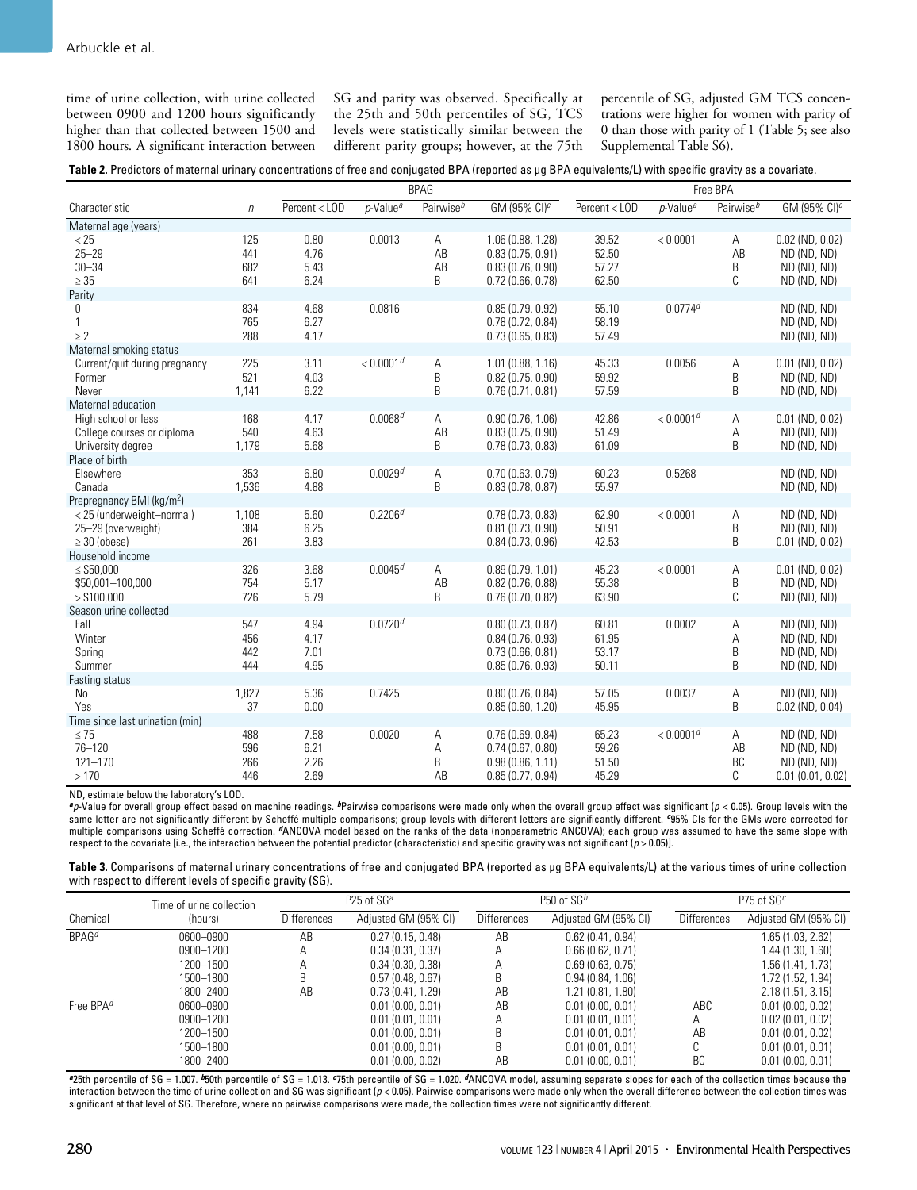time of urine collection, with urine collected between 0900 and 1200 hours significantly higher than that collected between 1500 and 1800 hours. A significant interaction between SG and parity was observed. Specifically at the 25th and 50th percentiles of SG, TCS levels were statistically similar between the different parity groups; however, at the 75th percentile of SG, adjusted GM TCS concentrations were higher for women with parity of 0 than those with parity of 1 (Table 5; see also Supplemental Table S6).

**Table 2.** Predictors of maternal urinary concentrations of free and conjugated BPA (reported as µg BPA equivalents/L) with specific gravity as a covariate.

| | | BPAG | | | | Free BPA | | | |
|---|---|---|---|---|---|---|---|---|---|
| Characteristic | *n* | Percent < LOD | *p*-Value[a] | Pairwise[b] | GM (95% CI)[c] | Percent < LOD | *p*-Value[a] | Pairwise[b] | GM (95% CI)[c] |
| Maternal age (years) | | | | | | | | | |
| < 25 | 125 | 0.80 | 0.0013 | A | 1.06 (0.88, 1.28) | 39.52 | < 0.0001 | A | 0.02 (ND, 0.02) |
| 25–29 | 441 | 4.76 | | AB | 0.83 (0.75, 0.91) | 52.50 | | AB | ND (ND, ND) |
| 30–34 | 682 | 5.43 | | AB | 0.83 (0.76, 0.90) | 57.27 | | B | ND (ND, ND) |
| ≥ 35 | 641 | 6.24 | | B | 0.72 (0.66, 0.78) | 62.50 | | C | ND (ND, ND) |
| Parity | | | | | | | | | |
| 0 | 834 | 4.68 | 0.0816 | | 0.85 (0.79, 0.92) | 55.10 | 0.0774[d] | | ND (ND, ND) |
| 1 | 765 | 6.27 | | | 0.78 (0.72, 0.84) | 58.19 | | | ND (ND, ND) |
| ≥ 2 | 288 | 4.17 | | | 0.73 (0.65, 0.83) | 57.49 | | | ND (ND, ND) |
| Maternal smoking status | | | | | | | | | |
| Current/quit during pregnancy | 225 | 3.11 | < 0.0001[d] | A | 1.01 (0.88, 1.16) | 45.33 | 0.0056 | A | 0.01 (ND, 0.02) |
| Former | 521 | 4.03 | | B | 0.82 (0.75, 0.90) | 59.92 | | B | ND (ND, ND) |
| Never | 1,141 | 6.22 | | B | 0.76 (0.71, 0.81) | 57.59 | | B | ND (ND, ND) |
| Maternal education | | | | | | | | | |
| High school or less | 168 | 4.17 | 0.0068[d] | A | 0.90 (0.76, 1.06) | 42.86 | < 0.0001[d] | A | 0.01 (ND, 0.02) |
| College courses or diploma | 540 | 4.63 | | AB | 0.83 (0.75, 0.90) | 51.49 | | A | ND (ND, ND) |
| University degree | 1,179 | 5.68 | | B | 0.78 (0.73, 0.83) | 61.09 | | B | ND (ND, ND) |
| Place of birth | | | | | | | | | |
| Elsewhere | 353 | 6.80 | 0.0029[d] | A | 0.70 (0.63, 0.79) | 60.23 | 0.5268 | | ND (ND, ND) |
| Canada | 1,536 | 4.88 | | B | 0.83 (0.78, 0.87) | 55.97 | | | ND (ND, ND) |
| Prepregnancy BMI (kg/m$^2$) | | | | | | | | | |
| < 25 (underweight–normal) | 1,108 | 5.60 | 0.2206[d] | | 0.78 (0.73, 0.83) | 62.90 | < 0.0001 | A | ND (ND, ND) |
| 25–29 (overweight) | 384 | 6.25 | | | 0.81 (0.73, 0.90) | 50.91 | | B | ND (ND, ND) |
| ≥ 30 (obese) | 261 | 3.83 | | | 0.84 (0.73, 0.96) | 42.53 | | B | 0.01 (ND, 0.02) |
| Household income | | | | | | | | | |
| ≤ $50,000 | 326 | 3.68 | 0.0045[d] | A | 0.89 (0.79, 1.01) | 45.23 | < 0.0001 | A | 0.01 (ND, 0.02) |
| $50,001–100,000 | 754 | 5.17 | | AB | 0.82 (0.76, 0.88) | 55.38 | | B | ND (ND, ND) |
| > $100,000 | 726 | 5.79 | | B | 0.76 (0.70, 0.82) | 63.90 | | C | ND (ND, ND) |
| Season urine collected | | | | | | | | | |
| Fall | 547 | 4.94 | 0.0720[d] | | 0.80 (0.73, 0.87) | 60.81 | 0.0002 | A | ND (ND, ND) |
| Winter | 456 | 4.17 | | | 0.84 (0.76, 0.93) | 61.95 | | A | ND (ND, ND) |
| Spring | 442 | 7.01 | | | 0.73 (0.66, 0.81) | 53.17 | | B | ND (ND, ND) |
| Summer | 444 | 4.95 | | | 0.85 (0.76, 0.93) | 50.11 | | B | ND (ND, ND) |
| Fasting status | | | | | | | | | |
| No | 1,827 | 5.36 | 0.7425 | | 0.80 (0.76, 0.84) | 57.05 | 0.0037 | A | ND (ND, ND) |
| Yes | 37 | 0.00 | | | 0.85 (0.60, 1.20) | 45.95 | | B | 0.02 (ND, 0.04) |
| Time since last urination (min) | | | | | | | | | |
| ≤ 75 | 488 | 7.58 | 0.0020 | A | 0.76 (0.69, 0.84) | 65.23 | < 0.0001[d] | A | ND (ND, ND) |
| 76–120 | 596 | 6.21 | | A | 0.74 (0.67, 0.80) | 59.26 | | AB | ND (ND, ND) |
| 121–170 | 266 | 2.26 | | B | 0.98 (0.86, 1.11) | 51.50 | | BC | ND (ND, ND) |
| > 170 | 446 | 2.69 | | AB | 0.85 (0.77, 0.94) | 45.29 | | C | 0.01 (0.01, 0.02) |

ND, estimate below the laboratory's LOD.
[a]*p*-Value for overall group effect based on machine readings. [b]Pairwise comparisons were made only when the overall group effect was significant ($p < 0.05$). Group levels with the same letter are not significantly different by Scheffé multiple comparisons; group levels with different letters are significantly different. [c]95% CIs for the GMs were corrected for multiple comparisons using Scheffé correction. [d]ANCOVA model based on the ranks of the data (nonparametric ANCOVA); each group was assumed to have the same slope with respect to the covariate [i.e., the interaction between the potential predictor (characteristic) and specific gravity was not significant ($p > 0.05$)].

**Table 3.** Comparisons of maternal urinary concentrations of free and conjugated BPA (reported as µg BPA equivalents/L) at the various times of urine collection with respect to different levels of specific gravity (SG).

| | | P25 of SG[a] | | P50 of SG[b] | | P75 of SG[c] | |
|---|---|---|---|---|---|---|---|
| Chemical | Time of urine collection (hours) | Differences | Adjusted GM (95% CI) | Differences | Adjusted GM (95% CI) | Differences | Adjusted GM (95% CI) |
| BPAG[d] | 0600–0900 | AB | 0.27 (0.15, 0.48) | AB | 0.62 (0.41, 0.94) | | 1.65 (1.03, 2.62) |
| | 0900–1200 | A | 0.34 (0.31, 0.37) | A | 0.66 (0.62, 0.71) | | 1.44 (1.30, 1.60) |
| | 1200–1500 | A | 0.34 (0.30, 0.38) | A | 0.69 (0.63, 0.75) | | 1.56 (1.41, 1.73) |
| | 1500–1800 | B | 0.57 (0.48, 0.67) | B | 0.94 (0.84, 1.06) | | 1.72 (1.52, 1.94) |
| | 1800–2400 | AB | 0.73 (0.41, 1.29) | AB | 1.21 (0.81, 1.80) | | 2.18 (1.51, 3.15) |
| Free BPA[d] | 0600–0900 | | 0.01 (0.00, 0.01) | AB | 0.01 (0.00, 0.01) | ABC | 0.01 (0.00, 0.02) |
| | 0900–1200 | | 0.01 (0.01, 0.01) | A | 0.01 (0.01, 0.01) | A | 0.02 (0.01, 0.02) |
| | 1200–1500 | | 0.01 (0.00, 0.01) | B | 0.01 (0.01, 0.01) | AB | 0.01 (0.01, 0.02) |
| | 1500–1800 | | 0.01 (0.00, 0.01) | B | 0.01 (0.01, 0.01) | C | 0.01 (0.01, 0.01) |
| | 1800–2400 | | 0.01 (0.00, 0.02) | AB | 0.01 (0.00, 0.01) | BC | 0.01 (0.00, 0.01) |

[a]25th percentile of SG = 1.007. [b]50th percentile of SG = 1.013. [c]75th percentile of SG = 1.020. [d]ANCOVA model, assuming separate slopes for each of the collection times because the interaction between the time of urine collection and SG was significant ($p < 0.05$). Pairwise comparisons were made only when the overall difference between the collection times was significant at that level of SG. Therefore, where no pairwise comparisons were made, the collection times were not significantly different.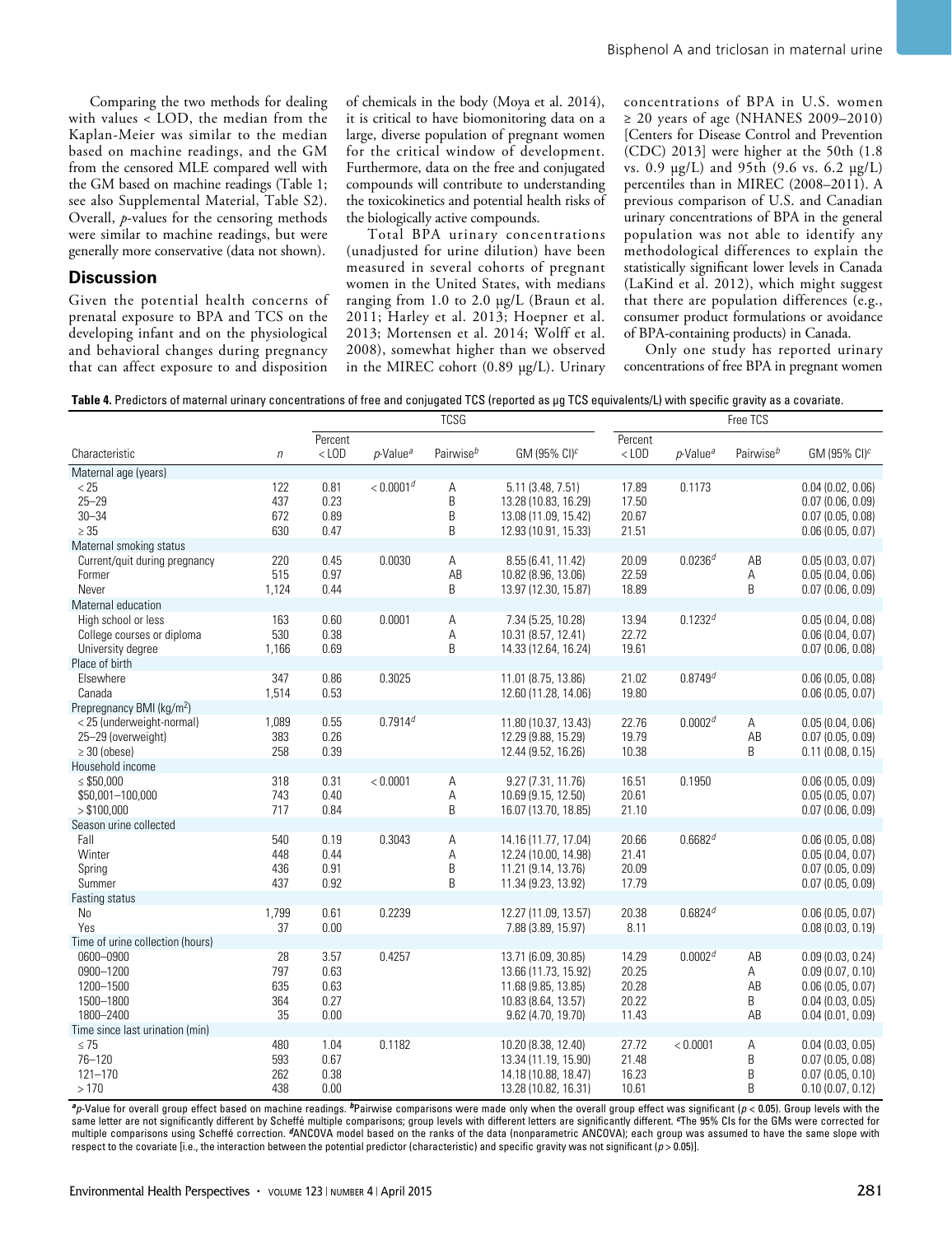Comparing the two methods for dealing with values < LOD, the median from the Kaplan-Meier was similar to the median based on machine readings, and the GM from the censored MLE compared well with the GM based on machine readings (Table 1; see also Supplemental Material, Table S2). Overall, *p*-values for the censoring methods were similar to machine readings, but were generally more conservative (data not shown).

## Discussion

Given the potential health concerns of prenatal exposure to BPA and TCS on the developing infant and on the physiological and behavioral changes during pregnancy that can affect exposure to and disposition of chemicals in the body (Moya et al. 2014), it is critical to have biomonitoring data on a large, diverse population of pregnant women for the critical window of development. Furthermore, data on the free and conjugated compounds will contribute to understanding the toxicokinetics and potential health risks of the biologically active compounds.

Total BPA urinary concentrations (unadjusted for urine dilution) have been measured in several cohorts of pregnant women in the United States, with medians ranging from 1.0 to 2.0 μg/L (Braun et al. 2011; Harley et al. 2013; Hoepner et al. 2013; Mortensen et al. 2014; Wolff et al. 2008), somewhat higher than we observed in the MIREC cohort (0.89 μg/L). Urinary concentrations of BPA in U.S. women ≥ 20 years of age (NHANES 2009–2010) [Centers for Disease Control and Prevention (CDC) 2013] were higher at the 50th (1.8 vs. 0.89 μg/L) and 95th (9.6 vs. 6.2 μg/L) percentiles than in MIREC (2008–2011). A previous comparison of U.S. and Canadian urinary concentrations of BPA in the general population was not able to identify any methodological differences to explain the statistically significant lower levels in Canada (LaKind et al. 2012), which might suggest that there are population differences (e.g., consumer product formulations or avoidance of BPA-containing products) in Canada.

Only one study has reported urinary concentrations of free BPA in pregnant women

**Table 4.** Predictors of maternal urinary concentrations of free and conjugated TCS (reported as μg TCS equivalents/L) with specific gravity as a covariate.

| | | TCSG | | | | Free TCS | | | |
|---|---|---|---|---|---|---|---|---|---|
| Characteristic | *n* | Percent < LOD | *p*-Value[a] | Pairwise[b] | GM (95% CI)[c] | Percent < LOD | *p*-Value[a] | Pairwise[b] | GM (95% CI)[c] |
| Maternal age (years) | | | | | | | | | |
| < 25 | 122 | 0.81 | < 0.0001[d] | A | 5.11 (3.48, 7.51) | 17.89 | 0.1173 | | 0.04 (0.02, 0.06) |
| 25–29 | 437 | 0.23 | | B | 13.28 (10.83, 16.29) | 17.50 | | | 0.07 (0.06, 0.09) |
| 30–34 | 672 | 0.89 | | B | 13.08 (11.09, 15.42) | 20.67 | | | 0.07 (0.05, 0.08) |
| ≥ 35 | 630 | 0.47 | | B | 12.93 (10.91, 15.33) | 21.51 | | | 0.06 (0.05, 0.07) |
| Maternal smoking status | | | | | | | | | |
| Current/quit during pregnancy | 220 | 0.45 | 0.0030 | A | 8.55 (6.41, 11.42) | 20.09 | 0.0236[d] | AB | 0.05 (0.03, 0.07) |
| Former | 515 | 0.97 | | AB | 10.82 (8.96, 13.06) | 22.59 | | A | 0.05 (0.04, 0.06) |
| Never | 1,124 | 0.44 | | B | 13.97 (12.30, 15.87) | 18.89 | | B | 0.07 (0.06, 0.09) |
| Maternal education | | | | | | | | | |
| High school or less | 163 | 0.60 | 0.0001 | A | 7.34 (5.25, 10.28) | 13.94 | 0.1232[d] | | 0.05 (0.04, 0.08) |
| College courses or diploma | 530 | 0.38 | | A | 10.31 (8.57, 12.41) | 22.72 | | | 0.06 (0.04, 0.07) |
| University degree | 1,166 | 0.69 | | B | 14.33 (12.64, 16.24) | 19.61 | | | 0.07 (0.06, 0.08) |
| Place of birth | | | | | | | | | |
| Elsewhere | 347 | 0.86 | 0.3025 | | 11.01 (8.75, 13.86) | 21.02 | 0.8749[d] | | 0.06 (0.05, 0.08) |
| Canada | 1,514 | 0.53 | | | 12.60 (11.28, 14.06) | 19.80 | | | 0.06 (0.05, 0.07) |
| Prepregnancy BMI (kg/m[2]) | | | | | | | | | |
| < 25 (underweight-normal) | 1,089 | 0.55 | 0.7914[d] | | 11.80 (10.37, 13.43) | 22.76 | 0.0002[d] | A | 0.05 (0.04, 0.06) |
| 25–29 (overweight) | 383 | 0.26 | | | 12.29 (9.88, 15.29) | 19.79 | | AB | 0.07 (0.05, 0.09) |
| ≥ 30 (obese) | 258 | 0.39 | | | 12.44 (9.52, 16.26) | 10.38 | | B | 0.11 (0.08, 0.15) |
| Household income | | | | | | | | | |
| ≤ $50,000 | 318 | 0.31 | < 0.0001 | A | 9.27 (7.31, 11.76) | 16.51 | 0.1950 | | 0.06 (0.05, 0.09) |
| $50,001–100,000 | 743 | 0.40 | | A | 10.69 (9.15, 12.50) | 20.61 | | | 0.05 (0.05, 0.07) |
| > $100,000 | 717 | 0.84 | | B | 16.07 (13.70, 18.85) | 21.10 | | | 0.07 (0.06, 0.09) |
| Season urine collected | | | | | | | | | |
| Fall | 540 | 0.19 | 0.3043 | A | 14.16 (11.77, 17.04) | 20.66 | 0.6682[d] | | 0.06 (0.05, 0.08) |
| Winter | 448 | 0.44 | | A | 12.24 (10.00, 14.98) | 21.41 | | | 0.05 (0.04, 0.07) |
| Spring | 436 | 0.91 | | B | 11.21 (9.14, 13.76) | 20.09 | | | 0.07 (0.05, 0.09) |
| Summer | 437 | 0.92 | | B | 11.34 (9.23, 13.92) | 17.79 | | | 0.07 (0.05, 0.09) |
| Fasting status | | | | | | | | | |
| No | 1,799 | 0.61 | 0.2239 | | 12.27 (11.09, 13.57) | 20.38 | 0.6824[d] | | 0.06 (0.05, 0.07) |
| Yes | 37 | 0.00 | | | 7.88 (3.89, 15.97) | 8.11 | | | 0.08 (0.03, 0.19) |
| Time of urine collection (hours) | | | | | | | | | |
| 0600–0900 | 28 | 3.57 | 0.4257 | | 13.71 (6.09, 30.85) | 14.29 | 0.0002[d] | AB | 0.09 (0.03, 0.24) |
| 0900–1200 | 797 | 0.63 | | | 13.66 (11.73, 15.92) | 20.25 | | A | 0.09 (0.07, 0.10) |
| 1200–1500 | 635 | 0.63 | | | 11.68 (9.85, 13.85) | 20.28 | | AB | 0.06 (0.05, 0.07) |
| 1500–1800 | 364 | 0.27 | | | 10.83 (8.64, 13.57) | 20.22 | | B | 0.04 (0.03, 0.05) |
| 1800–2400 | 35 | 0.00 | | | 9.62 (4.70, 19.70) | 11.43 | | AB | 0.04 (0.01, 0.09) |
| Time since last urination (min) | | | | | | | | | |
| ≤ 75 | 480 | 1.04 | 0.1182 | | 10.20 (8.38, 12.40) | 27.72 | < 0.0001 | A | 0.04 (0.03, 0.05) |
| 76–120 | 593 | 0.67 | | | 13.34 (11.19, 15.90) | 21.48 | | B | 0.07 (0.05, 0.08) |
| 121–170 | 262 | 0.38 | | | 14.18 (10.88, 18.47) | 16.23 | | B | 0.07 (0.05, 0.10) |
| > 170 | 438 | 0.00 | | | 13.28 (10.82, 16.31) | 10.61 | | B | 0.10 (0.07, 0.12) |

[a]*p*-Value for overall group effect based on machine readings. [b]Pairwise comparisons were made only when the overall group effect was significant ($p < 0.05$). Group levels with the same letter are not significantly different by Scheffé multiple comparisons; group levels with different letters are significantly different. [c]The 95% CIs for the GMs were corrected for multiple comparisons using Scheffé correction. [d]ANCOVA model based on the ranks of the data (nonparametric ANCOVA); each group was assumed to have the same slope with respect to the covariate [i.e., the interaction between the potential predictor (characteristic) and specific gravity was not significant ($p > 0.05$)].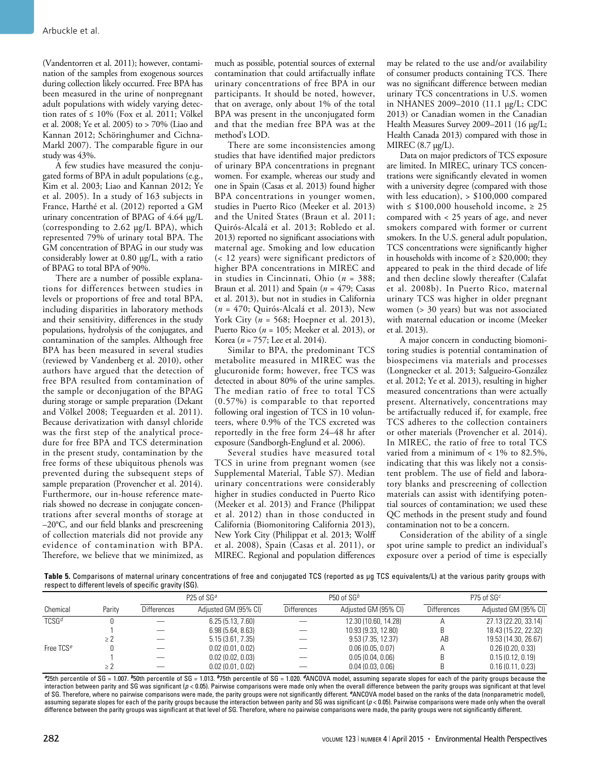(Vandentorren et al. 2011); however, contamination of the samples from exogenous sources during collection likely occurred. Free BPA has been measured in the urine of nonpregnant adult populations with widely varying detection rates of ≤ 10% (Fox et al. 2011; Völkel et al. 2008; Ye et al. 2005) to > 70% (Liao and Kannan 2012; Schöringhumer and Cichna-Markl 2007). The comparable figure in our study was 43%.

A few studies have measured the conjugated forms of BPA in urine (e.g., Kim et al. 2003; Liao and Kannan 2012; Ye et al. 2005). In a study of 163 subjects in France, Harthé et al. (2012) reported a GM urinary concentration of BPAG of 4.64 μg/L (corresponding to 2.62 μg/L BPA), which represented 79% of urinary total BPA. The GM concentration of BPAG in our study was considerably lower at 0.80 μg/L, with a ratio of BPAG to total BPA of 90%.

There are a number of possible explanations for differences between studies in levels or proportions of free and total BPA, including disparities in laboratory methods and their sensitivity, differences in the study populations, hydrolysis of the conjugates, and contamination of the samples. Although free BPA has been measured in several studies (reviewed by Vandenberg et al. 2010), other authors have argued that the detection of free BPA resulted from contamination of the sample or deconjugation of the BPAG during storage or sample preparation (Dekant and Völkel 2008; Teeguarden et al. 2011). Because derivatization with dansyl chloride was the first step of the analytical procedure for free BPA and TCS determination in the present study, contamination by the free forms of these ubiquitous phenols was prevented during the subsequent steps of sample preparation (Provencher et al. 2014). Furthermore, our in-house reference materials showed no decrease in conjugate concentrations after several months of storage at –20°C, and our field blanks and prescreening of collection materials did not provide any evidence of contamination with BPA. Therefore, we believe that we minimized, as much as possible, potential sources of external contamination that could artifactually inflate urinary concentrations of free BPA in our participants. It should be noted, however, that on average, only about 1% of the total BPA was present in the unconjugated form and that the median free BPA was at the method's LOD.

There are some inconsistencies among studies that have identified major predictors of urinary BPA concentrations in pregnant women. For example, whereas our study and one in Spain (Casas et al. 2013) found higher BPA concentrations in younger women, studies in Puerto Rico (Meeker et al. 2013) and the United States (Braun et al. 2011; Quirós-Alcalá et al. 2013; Robledo et al. 2013) reported no significant associations with maternal age. Smoking and low education (< 12 years) were significant predictors of higher BPA concentrations in MIREC and in studies in Cincinnati, Ohio (*n* = 388; Braun et al. 2011) and Spain (*n* = 479; Casas et al. 2013), but not in studies in California (*n* = 470; Quirós-Alcalá et al. 2013), New York City (*n* = 568; Hoepner et al. 2013), Puerto Rico (*n* = 105; Meeker et al. 2013), or Korea (*n* = 757; Lee et al. 2014).

Similar to BPA, the predominant TCS metabolite measured in MIREC was the glucuronide form; however, free TCS was detected in about 80% of the urine samples. The median ratio of free to total TCS (0.57%) is comparable to that reported following oral ingestion of TCS in 10 volunteers, where 0.9% of the TCS excreted was reportedly in the free form 24–48 hr after exposure (Sandborgh-Englund et al. 2006).

Several studies have measured total TCS in urine from pregnant women (see Supplemental Material, Table S7). Median urinary concentrations were considerably higher in studies conducted in Puerto Rico (Meeker et al. 2013) and France (Philippat et al. 2012) than in those conducted in California (Biomonitoring California 2013), New York City (Philippat et al. 2013; Wolff et al. 2008), Spain (Casas et al. 2011), or MIREC. Regional and population differences may be related to the use and/or availability of consumer products containing TCS. There was no significant difference between median urinary TCS concentrations in U.S. women in NHANES 2009–2010 (11.1 μg/L; CDC 2013) or Canadian women in the Canadian Health Measures Survey 2009–2011 (16 μg/L; Health Canada 2013) compared with those in MIREC (8.7 μg/L).

Data on major predictors of TCS exposure are limited. In MIREC, urinary TCS concentrations were significantly elevated in women with a university degree (compared with those with less education), > \$100,000 compared with ≤ \$100,000 household income, ≥ 25 compared with < 25 years of age, and never smokers compared with former or current smokers. In the U.S. general adult population, TCS concentrations were significantly higher in households with income of ≥ \$20,000; they appeared to peak in the third decade of life and then decline slowly thereafter (Calafat et al. 2008b). In Puerto Rico, maternal urinary TCS was higher in older pregnant women (> 30 years) but was not associated with maternal education or income (Meeker et al. 2013).

A major concern in conducting biomonitoring studies is potential contamination of biospecimens via materials and processes (Longnecker et al. 2013; Salgueiro-González et al. 2012; Ye et al. 2013), resulting in higher measured concentrations than were actually present. Alternatively, concentrations may be artifactually reduced if, for example, free TCS adheres to the collection containers or other materials (Provencher et al. 2014). In MIREC, the ratio of free to total TCS varied from a minimum of < 1% to 82.5%, indicating that this was likely not a consistent problem. The use of field and laboratory blanks and prescreening of collection materials can assist with identifying potential sources of contamination; we used these QC methods in the present study and found contamination not to be a concern.

Consideration of the ability of a single spot urine sample to predict an individual's exposure over a period of time is especially

**Table 5.** Comparisons of maternal urinary concentrations of free and conjugated TCS (reported as μg TCS equivalents/L) at the various parity groups with respect to different levels of specific gravity (SG).

| | | P25 of SG[a] | | P50 of SG[b] | | P75 of SG[c] | |
|---|---|---|---|---|---|---|---|
| Chemical | Parity | Differences | Adjusted GM (95% CI) | Differences | Adjusted GM (95% CI) | Differences | Adjusted GM (95% CI) |
| TCSG[d] | 0 | — | 6.25 (5.13, 7.60) | — | 12.30 (10.60, 14.28) | A | 27.13 (22.20, 33.14) |
| | 1 | — | 6.98 (5.64, 8.63) | — | 10.93 (9.33, 12.80) | B | 18.43 (15.22, 22.32) |
| | ≥ 2 | — | 5.15 (3.61, 7.35) | — | 9.53 (7.35, 12.37) | AB | 19.53 (14.30, 26.67) |
| Free TCS[e] | 0 | — | 0.02 (0.01, 0.02) | — | 0.06 (0.05, 0.07) | A | 0.26 (0.20, 0.33) |
| | 1 | — | 0.02 (0.02, 0.03) | — | 0.05 (0.04, 0.06) | B | 0.15 (0.12, 0.19) |
| | ≥ 2 | — | 0.02 (0.01, 0.02) | — | 0.04 (0.03, 0.06) | B | 0.16 (0.11, 0.23) |

[a]25th percentile of SG = 1.007. [b]50th percentile of SG = 1.013. [b]75th percentile of SG = 1.020. [d]ANCOVA model, assuming separate slopes for each of the parity groups because the interaction between parity and SG was significant ($p < 0.05$). Pairwise comparisons were made only when the overall difference between the parity groups was significant at that level of SG. Therefore, where no pairwise comparisons were made, the parity groups were not significantly different. [e]ANCOVA model based on the ranks of the data (nonparametric model), assuming separate slopes for each of the parity groups because the interaction between parity and SG was significant ($p < 0.05$). Pairwise comparisons were made only when the overall difference between the parity groups was significant at that level of SG. Therefore, where no pairwise comparisons were made, the parity groups were not significantly different.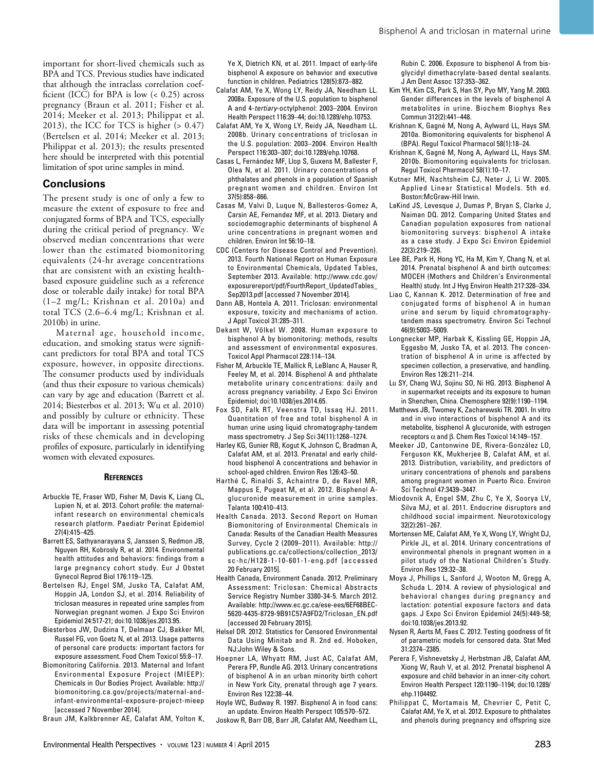important for short-lived chemicals such as BPA and TCS. Previous studies have indicated that although the intraclass correlation coefficient (ICC) for BPA is low (< 0.25) across pregnancy (Braun et al. 2011; Fisher et al. 2014; Meeker et al. 2013; Philippat et al. 2013), the ICC for TCS is higher (> 0.47) (Bertelsen et al. 2014; Meeker et al. 2013; Philippat et al. 2013); the results presented here should be interpreted with this potential limitation of spot urine samples in mind.

## Conclusions

The present study is one of only a few to measure the extent of exposure to free and conjugated forms of BPA and TCS, especially during the critical period of pregnancy. We observed median concentrations that were lower than the estimated biomonitoring equivalents (24-hr average concentrations that are consistent with an existing health-based exposure guideline such as a reference dose or tolerable daily intake) for total BPA (1–2 mg/L; Krishnan et al. 2010a) and total TCS (2.6–6.4 mg/L; Krishnan et al. 2010b) in urine.

Maternal age, household income, education, and smoking status were significant predictors for total BPA and total TCS exposure, however, in opposite directions. The consumer products used by individuals (and thus their exposure to various chemicals) can vary by age and education (Barrett et al. 2014; Biesterbos et al. 2013; Wu et al. 2010) and possibly by culture or ethnicity. These data will be important in assessing potential risks of these chemicals and in developing profiles of exposure, particularly in identifying women with elevated exposures.

## References

Arbuckle TE, Fraser WD, Fisher M, Davis K, Liang CL, Lupien N, et al. 2013. Cohort profile: the maternal-infant research on environmental chemicals research platform. Paediatr Perinat Epidemiol 27(4):415–425.

Barrett ES, Sathyanarayana S, Janssen S, Redmon JB, Nguyen RH, Kobrosly R, et al. 2014. Environmental health attitudes and behaviors: findings from a large pregnancy cohort study. Eur J Obstet Gynecol Reprod Biol 176:119–125.

Bertelsen RJ, Engel SM, Jusko TA, Calafat AM, Hoppin JA, London SJ, et al. 2014. Reliability of triclosan measures in repeated urine samples from Norwegian pregnant women. J Expo Sci Environ Epidemiol 24:517-21; doi:10.1038/jes.2013.95.

Biesterbos JW, Dudzina T, Delmaar CJ, Bakker MI, Russel FG, von Goetz N, et al. 2013. Usage patterns of personal care products: important factors for exposure assessment. Food Chem Toxicol 55:8–17.

Biomonitoring California. 2013. Maternal and Infant Environmental Exposure Project (MIEEP): Chemicals in Our Bodies Project. Available: http://biomonitoring.ca.gov/projects/maternal-and-infant-environmental-exposure-project-mieep [accessed 7 November 2014].

Braun JM, Kalkbrenner AE, Calafat AM, Yolton K, Ye X, Dietrich KN, et al. 2011. Impact of early-life bisphenol A exposure on behavior and executive function in children. Pediatrics 128(5):873–882.

Calafat AM, Ye X, Wong LY, Reidy JA, Needham LL. 2008a. Exposure of the U.S. population to bisphenol A and 4-*tertiary*-octylphenol: 2003–2004. Environ Health Perspect 116:39–44; doi:10.1289/ehp.10753.

Calafat AM, Ye X, Wong LY, Reidy JA, Needham LL. 2008b. Urinary concentrations of triclosan in the U.S. population: 2003–2004. Environ Health Perspect 116:303–307; doi:10.1289/ehp.10768.

Casas L, Fernández MF, Llop S, Guxens M, Ballester F, Olea N, et al. 2011. Urinary concentrations of phthalates and phenols in a population of Spanish pregnant women and children. Environ Int 37(5):858–866.

Casas M, Valvi D, Luque N, Ballesteros-Gomez A, Carsin AE, Fernandez MF, et al. 2013. Dietary and sociodemographic determinants of bisphenol A urine concentrations in pregnant women and children. Environ Int 56:10–18.

CDC (Centers for Disease Control and Prevention). 2013. Fourth National Report on Human Exposure to Environmental Chemicals, Updated Tables, September 2013. Available: http://www.cdc.gov/exposurereport/pdf/FourthReport_UpdatedTables_Sep2013.pdf [accessed 7 November 2014].

Dann AB, Hontela A. 2011. Triclosan: environmental exposure, toxicity and mechanisms of action. J Appl Toxicol 31:285–311.

Dekant W, Völkel W. 2008. Human exposure to bisphenol A by biomonitoring: methods, results and assessment of environmental exposures. Toxicol Appl Pharmacol 228:114–134.

Fisher M, Arbuckle TE, Mallick R, LeBlanc A, Hauser R, Feeley M, et al. 2014. Bisphenol A and phthalate metabolite urinary concentrations: daily and across pregnancy variability. J Expo Sci Environ Epidemiol; doi:10.1038/jes.2014.65.

Fox SD, Falk RT, Veenstra TD, Issaq HJ. 2011. Quantitation of free and total bisphenol A in human urine using liquid chromatography-tandem mass spectrometry. J Sep Sci 34(11):1268–1274.

Harley KG, Gunier RB, Kogut K, Johnson C, Bradman A, Calafat AM, et al. 2013. Prenatal and early childhood bisphenol A concentrations and behavior in school-aged children. Environ Res 126:43–50.

Harthé C, Rinaldi S, Achaintre D, de Ravel MR, Mappus E, Pugeat M, et al. 2012. Bisphenol A-glucuronide measurement in urine samples. Talanta 100:410–413.

Health Canada. 2013. Second Report on Human Biomonitoring of Environmental Chemicals in Canada: Results of the Canadian Health Measures Survey, Cycle 2 (2009–2011). Available: http://publications.gc.ca/collections/collection_2013/sc-hc/H128-1-10-601-1-eng.pdf [accessed 20 February 2015].

Health Canada, Environment Canada. 2012. Preliminary Assessment: Triclosan: Chemical Abstracts Service Registry Number 3380-34-5. March 2012. Available: http://www.ec.gc.ca/ese-ees/6EF68BEC-5620-4435-8729-9B91C57A9FD2/Triclosan_EN.pdf [accessed 20 February 2015].

Helsel DR. 2012. Statistics for Censored Environmental Data Using Minitab and R. 2nd ed. Hoboken, NJ:John Wiley & Sons.

Hoepner LA, Whyatt RM, Just AC, Calafat AM, Perera FP, Rundle AG. 2013. Urinary concentrations of bisphenol A in an urban minority birth cohort in New York City, prenatal through age 7 years. Environ Res 122:38–44.

Hoyle WC, Budway R. 1997. Bisphenol A in food cans: an update. Environ Health Perspect 105:570–572.

Joskow R, Barr DB, Barr JR, Calafat AM, Needham LL, Rubin C. 2006. Exposure to bisphenol A from bis-glycidyl dimethacrylate-based dental sealants. J Am Dent Assoc 137:353–362.

Kim YH, Kim CS, Park S, Han SY, Pyo MY, Yang M. 2003. Gender differences in the levels of bisphenol A metabolites in urine. Biochem Biophys Res Commun 312(2):441–448.

Krishnan K, Gagné M, Nong A, Aylward LL, Hays SM. 2010a. Biomonitoring equivalents for bisphenol A (BPA). Regul Toxicol Pharmacol 58(1):18–24.

Krishnan K, Gagné M, Nong A, Aylward LL, Hays SM. 2010b. Biomonitoring equivalents for triclosan. Regul Toxicol Pharmacol 58(1):10–17.

Kutner MH, Nachtsheim CJ, Neter J, Li W. 2005. Applied Linear Statistical Models. 5th ed. Boston:McGraw-Hill Irwin.

LaKind JS, Levesque J, Dumas P, Bryan S, Clarke J, Naiman DQ. 2012. Comparing United States and Canadian population exposures from national biomonitoring surveys: bisphenol A intake as a case study. J Expo Sci Environ Epidemiol 22(3):219–226.

Lee BE, Park H, Hong YC, Ha M, Kim Y, Chang N, et al. 2014. Prenatal bisphenol A and birth outcomes: MOCEH (Mothers and Children's Environmental Health) study. Int J Hyg Environ Health 217:328–334.

Liao C, Kannan K. 2012. Determination of free and conjugated forms of bisphenol A in human urine and serum by liquid chromatography-tandem mass spectrometry. Environ Sci Technol 46(9):5003–5009.

Longnecker MP, Harbak K, Kissling GE, Hoppin JA, Eggesbo M, Jusko TA, et al. 2013. The concentration of bisphenol A in urine is affected by specimen collection, a preservative, and handling. Environ Res 126:211–214.

Lu SY, Chang WJ, Sojinu SO, Ni HG. 2013. Bisphenol A in supermarket receipts and its exposure to human in Shenzhen, China. Chemosphere 92(9):1190–1194.

Matthews JB, Twomey K, Zacharewski TR. 2001. In vitro and in vivo interactions of bisphenol A and its metabolite, bisphenol A glucuronide, with estrogen receptors α and β. Chem Res Toxicol 14:149–157.

Meeker JD, Cantonwine DE, Rivera-González LO, Ferguson KK, Mukherjee B, Calafat AM, et al. 2013. Distribution, variability, and predictors of urinary concentrations of phenols and parabens among pregnant women in Puerto Rico. Environ Sci Technol 47:3439–3447.

Miodovnik A, Engel SM, Zhu C, Ye X, Soorya LV, Silva MJ, et al. 2011. Endocrine disruptors and childhood social impairment. Neurotoxicology 32(2):261–267.

Mortensen ME, Calafat AM, Ye X, Wong LY, Wright DJ, Pirkle JL, et al. 2014. Urinary concentrations of environmental phenols in pregnant women in a pilot study of the National Children's Study. Environ Res 129:32–38.

Moya J, Phillips L, Sanford J, Wooton M, Gregg A, Schuda L. 2014. A review of physiological and behavioral changes during pregnancy and lactation: potential exposure factors and data gaps. J Expo Sci Environ Epidemiol 24(5):449-58; doi:10.1038/jes.2013.92.

Nysen R, Aerts M, Faes C. 2012. Testing goodness of fit of parametric models for censored data. Stat Med 31:2374–2385.

Perera F, Vishnevetsky J, Herbstman JB, Calafat AM, Xiong W, Rauh V, et al. 2012. Prenatal bisphenol A exposure and child behavior in an inner-city cohort. Environ Health Perspect 120:1190–1194; doi:10.1289/ehp.1104492.

Philippat C, Mortamais M, Chevrier C, Petit C, Calafat AM, Ye X, et al. 2012. Exposure to phthalates and phenols during pregnancy and offspring size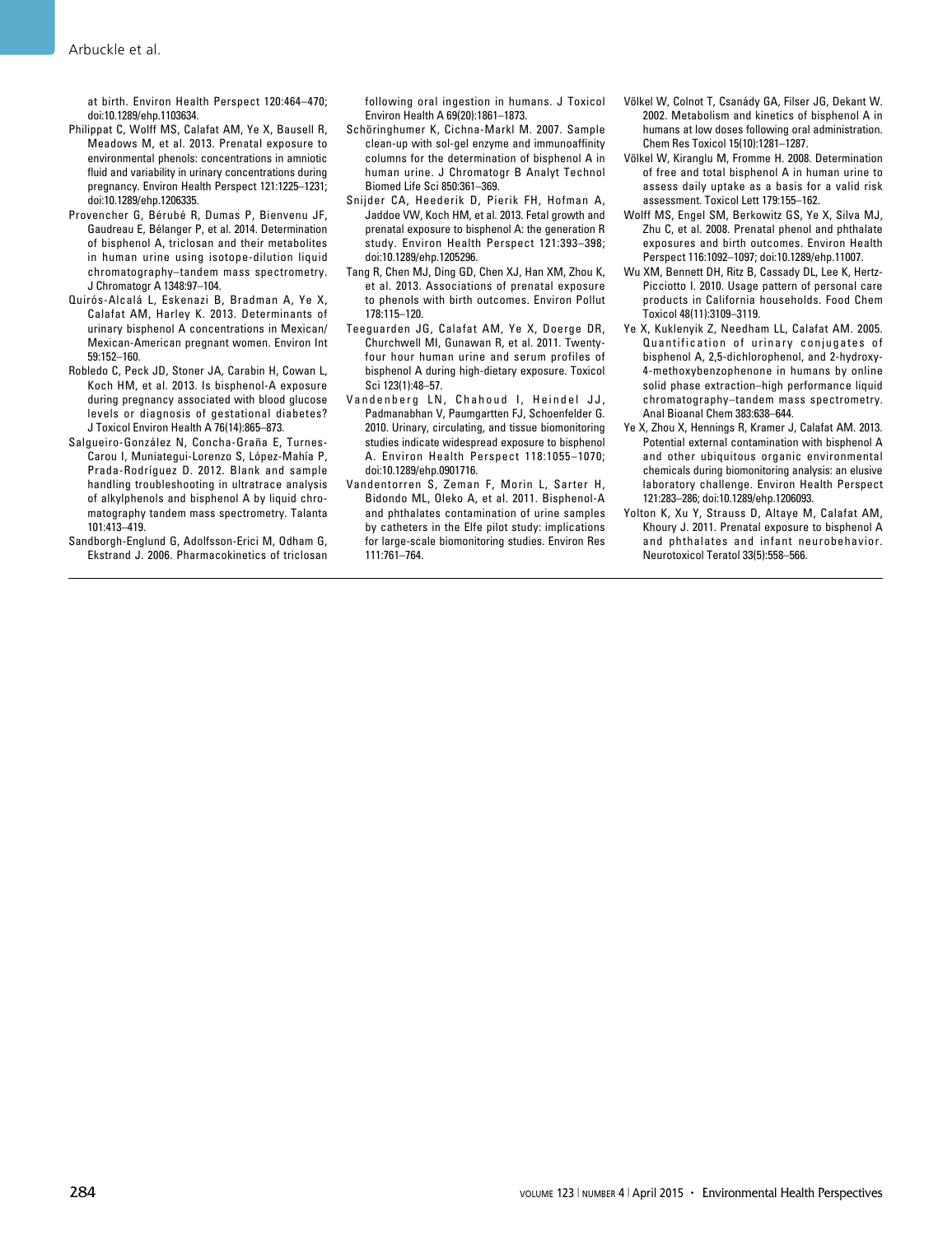at birth. Environ Health Perspect 120:464–470; doi:10.1289/ehp.1103634.

Philippat C, Wolff MS, Calafat AM, Ye X, Bausell R, Meadows M, et al. 2013. Prenatal exposure to environmental phenols: concentrations in amniotic fluid and variability in urinary concentrations during pregnancy. Environ Health Perspect 121:1225–1231; doi:10.1289/ehp.1206335.

Provencher G, Bérubé R, Dumas P, Bienvenu JF, Gaudreau E, Bélanger P, et al. 2014. Determination of bisphenol A, triclosan and their metabolites in human urine using isotope-dilution liquid chromatography–tandem mass spectrometry. J Chromatogr A 1348:97–104.

Quirós-Alcalá L, Eskenazi B, Bradman A, Ye X, Calafat AM, Harley K. 2013. Determinants of urinary bisphenol A concentrations in Mexican/Mexican-American pregnant women. Environ Int 59:152–160.

Robledo C, Peck JD, Stoner JA, Carabin H, Cowan L, Koch HM, et al. 2013. Is bisphenol-A exposure during pregnancy associated with blood glucose levels or diagnosis of gestational diabetes? J Toxicol Environ Health A 76(14):865–873.

Salgueiro-González N, Concha-Graña E, Turnes-Carou I, Muniategui-Lorenzo S, López-Mahía P, Prada-Rodríguez D. 2012. Blank and sample handling troubleshooting in ultratrace analysis of alkylphenols and bisphenol A by liquid chromatography tandem mass spectrometry. Talanta 101:413–419.

Sandborgh-Englund G, Adolfsson-Erici M, Odham G, Ekstrand J. 2006. Pharmacokinetics of triclosan following oral ingestion in humans. J Toxicol Environ Health A 69(20):1861–1873.

Schöringhumer K, Cichna-Markl M. 2007. Sample clean-up with sol-gel enzyme and immunoaffinity columns for the determination of bisphenol A in human urine. J Chromatogr B Analyt Technol Biomed Life Sci 850:361–369.

Snijder CA, Heederik D, Pierik FH, Hofman A, Jaddoe VW, Koch HM, et al. 2013. Fetal growth and prenatal exposure to bisphenol A: the generation R study. Environ Health Perspect 121:393–398; doi:10.1289/ehp.1205296.

Tang R, Chen MJ, Ding GD, Chen XJ, Han XM, Zhou K, et al. 2013. Associations of prenatal exposure to phenols with birth outcomes. Environ Pollut 178:115–120.

Teeguarden JG, Calafat AM, Ye X, Doerge DR, Churchwell MI, Gunawan R, et al. 2011. Twenty-four hour human urine and serum profiles of bisphenol A during high-dietary exposure. Toxicol Sci 123(1):48–57.

Vandenberg LN, Chahoud I, Heindel JJ, Padmanabhan V, Paumgartten FJ, Schoenfelder G. 2010. Urinary, circulating, and tissue biomonitoring studies indicate widespread exposure to bisphenol A. Environ Health Perspect 118:1055–1070; doi:10.1289/ehp.0901716.

Vandentorren S, Zeman F, Morin L, Sarter H, Bidondo ML, Oleko A, et al. 2011. Bisphenol-A and phthalates contamination of urine samples by catheters in the Elfe pilot study: implications for large-scale biomonitoring studies. Environ Res 111:761–764.

Völkel W, Colnot T, Csanády GA, Filser JG, Dekant W. 2002. Metabolism and kinetics of bisphenol A in humans at low doses following oral administration. Chem Res Toxicol 15(10):1281–1287.

Völkel W, Kiranglu M, Fromme H. 2008. Determination of free and total bisphenol A in human urine to assess daily uptake as a basis for a valid risk assessment. Toxicol Lett 179:155–162.

Wolff MS, Engel SM, Berkowitz GS, Ye X, Silva MJ, Zhu C, et al. 2008. Prenatal phenol and phthalate exposures and birth outcomes. Environ Health Perspect 116:1092–1097; doi:10.1289/ehp.11007.

Wu XM, Bennett DH, Ritz B, Cassady DL, Lee K, Hertz-Picciotto I. 2010. Usage pattern of personal care products in California households. Food Chem Toxicol 48(11):3109–3119.

Ye X, Kuklenyik Z, Needham LL, Calafat AM. 2005. Quantification of urinary conjugates of bisphenol A, 2,5-dichlorophenol, and 2-hydroxy-4-methoxybenzophenone in humans by online solid phase extraction–high performance liquid chromatography–tandem mass spectrometry. Anal Bioanal Chem 383:638–644.

Ye X, Zhou X, Hennings R, Kramer J, Calafat AM. 2013. Potential external contamination with bisphenol A and other ubiquitous organic environmental chemicals during biomonitoring analysis: an elusive laboratory challenge. Environ Health Perspect 121:283–286; doi:10.1289/ehp.1206093.

Yolton K, Xu Y, Strauss D, Altaye M, Calafat AM, Khoury J. 2011. Prenatal exposure to bisphenol A and phthalates and infant neurobehavior. Neurotoxicol Teratol 33(5):558–566.